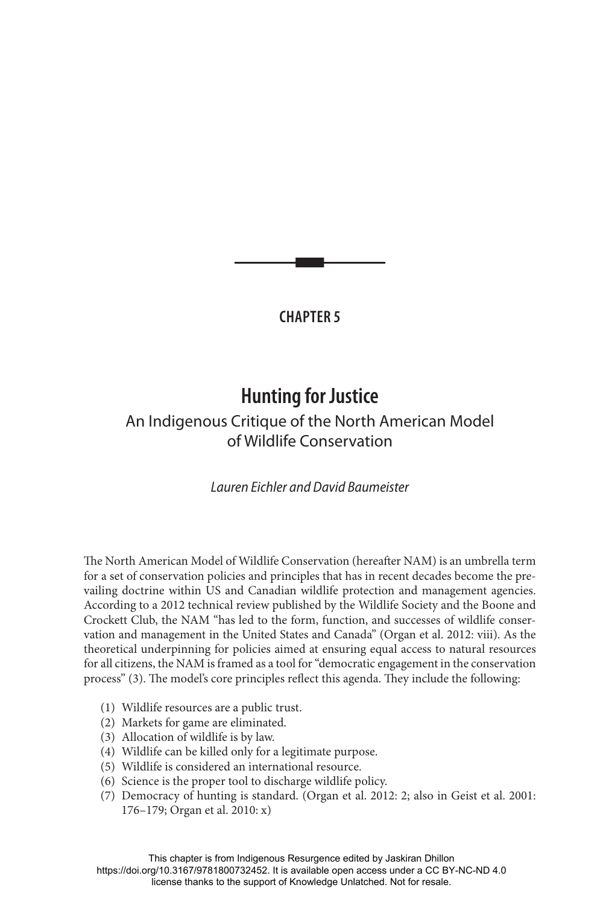CHAPTER 5

# Hunting for Justice

## An Indigenous Critique of the North American Model of Wildlife Conservation

*Lauren Eichler and David Baumeister*

The North American Model of Wildlife Conservation (hereafter NAM) is an umbrella term for a set of conservation policies and principles that has in recent decades become the prevailing doctrine within US and Canadian wildlife protection and management agencies. According to a 2012 technical review published by the Wildlife Society and the Boone and Crockett Club, the NAM "has led to the form, function, and successes of wildlife conservation and management in the United States and Canada" (Organ et al. 2012: viii). As the theoretical underpinning for policies aimed at ensuring equal access to natural resources for all citizens, the NAM is framed as a tool for "democratic engagement in the conservation process" (3). The model's core principles reflect this agenda. They include the following:

(1) Wildlife resources are a public trust.
(2) Markets for game are eliminated.
(3) Allocation of wildlife is by law.
(4) Wildlife can be killed only for a legitimate purpose.
(5) Wildlife is considered an international resource.
(6) Science is the proper tool to discharge wildlife policy.
(7) Democracy of hunting is standard. (Organ et al. 2012: 2; also in Geist et al. 2001: 176–179; Organ et al. 2010: x)

This chapter is from Indigenous Resurgence edited by Jaskiran Dhillon
https://doi.org/10.3167/9781800732452. It is available open access under a CC BY-NC-ND 4.0 license thanks to the support of Knowledge Unlatched. Not for resale.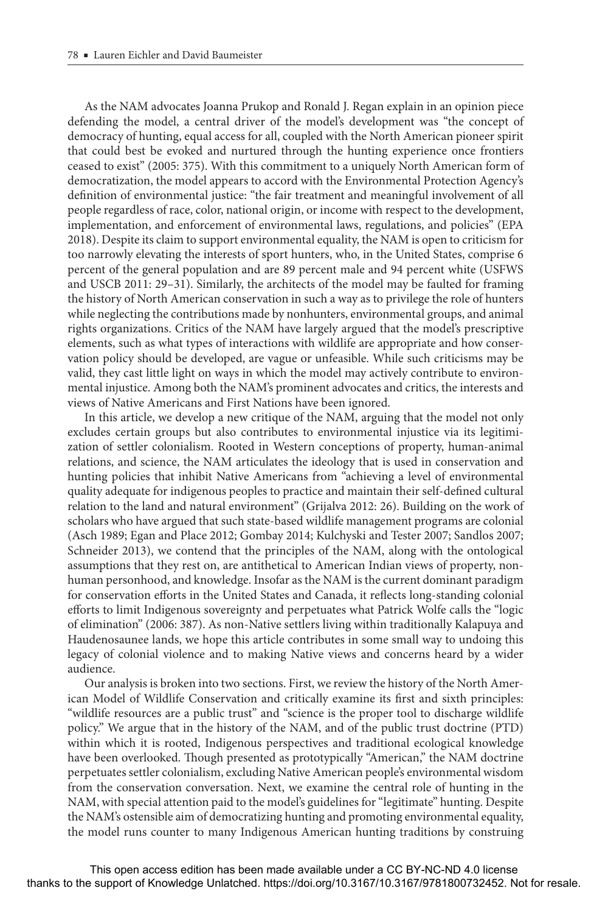As the NAM advocates Joanna Prukop and Ronald J. Regan explain in an opinion piece defending the model, a central driver of the model's development was "the concept of democracy of hunting, equal access for all, coupled with the North American pioneer spirit that could best be evoked and nurtured through the hunting experience once frontiers ceased to exist" (2005: 375). With this commitment to a uniquely North American form of democratization, the model appears to accord with the Environmental Protection Agency's definition of environmental justice: "the fair treatment and meaningful involvement of all people regardless of race, color, national origin, or income with respect to the development, implementation, and enforcement of environmental laws, regulations, and policies" (EPA 2018). Despite its claim to support environmental equality, the NAM is open to criticism for too narrowly elevating the interests of sport hunters, who, in the United States, comprise 6 percent of the general population and are 89 percent male and 94 percent white (USFWS and USCB 2011: 29–31). Similarly, the architects of the model may be faulted for framing the history of North American conservation in such a way as to privilege the role of hunters while neglecting the contributions made by nonhunters, environmental groups, and animal rights organizations. Critics of the NAM have largely argued that the model's prescriptive elements, such as what types of interactions with wildlife are appropriate and how conservation policy should be developed, are vague or unfeasible. While such criticisms may be valid, they cast little light on ways in which the model may actively contribute to environmental injustice. Among both the NAM's prominent advocates and critics, the interests and views of Native Americans and First Nations have been ignored.

In this article, we develop a new critique of the NAM, arguing that the model not only excludes certain groups but also contributes to environmental injustice via its legitimization of settler colonialism. Rooted in Western conceptions of property, human-animal relations, and science, the NAM articulates the ideology that is used in conservation and hunting policies that inhibit Native Americans from "achieving a level of environmental quality adequate for indigenous peoples to practice and maintain their self-defined cultural relation to the land and natural environment" (Grijalva 2012: 26). Building on the work of scholars who have argued that such state-based wildlife management programs are colonial (Asch 1989; Egan and Place 2012; Gombay 2014; Kulchyski and Tester 2007; Sandlos 2007; Schneider 2013), we contend that the principles of the NAM, along with the ontological assumptions that they rest on, are antithetical to American Indian views of property, nonhuman personhood, and knowledge. Insofar as the NAM is the current dominant paradigm for conservation efforts in the United States and Canada, it reflects long-standing colonial efforts to limit Indigenous sovereignty and perpetuates what Patrick Wolfe calls the "logic of elimination" (2006: 387). As non-Native settlers living within traditionally Kalapuya and Haudenosaunee lands, we hope this article contributes in some small way to undoing this legacy of colonial violence and to making Native views and concerns heard by a wider audience.

Our analysis is broken into two sections. First, we review the history of the North American Model of Wildlife Conservation and critically examine its first and sixth principles: "wildlife resources are a public trust" and "science is the proper tool to discharge wildlife policy." We argue that in the history of the NAM, and of the public trust doctrine (PTD) within which it is rooted, Indigenous perspectives and traditional ecological knowledge have been overlooked. Though presented as prototypically "American," the NAM doctrine perpetuates settler colonialism, excluding Native American people's environmental wisdom from the conservation conversation. Next, we examine the central role of hunting in the NAM, with special attention paid to the model's guidelines for "legitimate" hunting. Despite the NAM's ostensible aim of democratizing hunting and promoting environmental equality, the model runs counter to many Indigenous American hunting traditions by construing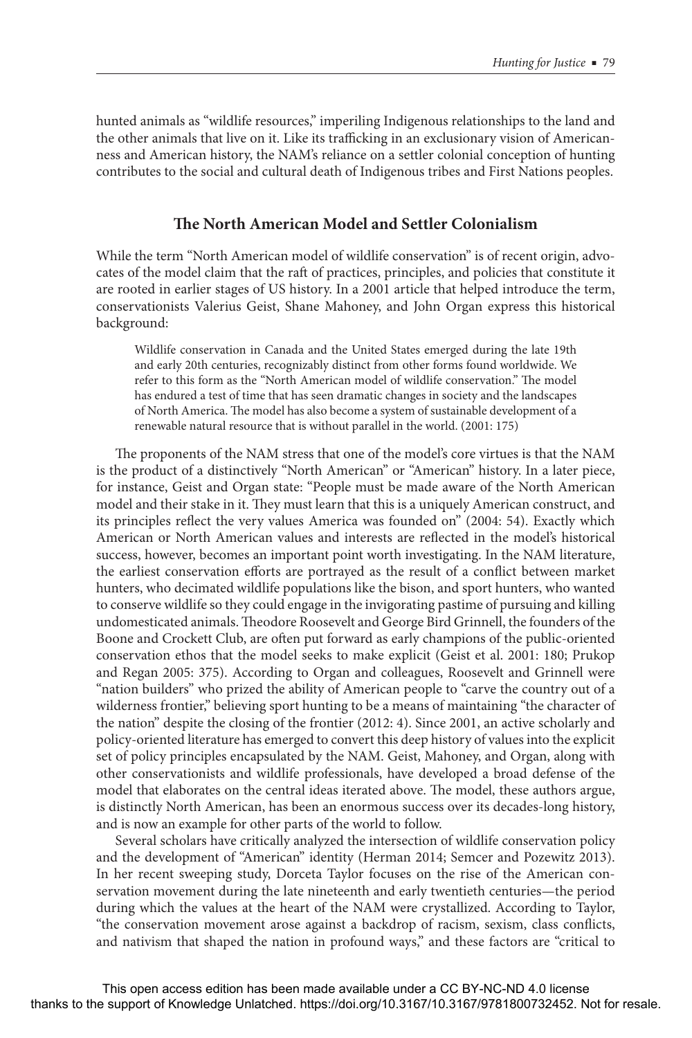hunted animals as "wildlife resources," imperiling Indigenous relationships to the land and the other animals that live on it. Like its trafficking in an exclusionary vision of Americanness and American history, the NAM's reliance on a settler colonial conception of hunting contributes to the social and cultural death of Indigenous tribes and First Nations peoples.

## The North American Model and Settler Colonialism

While the term "North American model of wildlife conservation" is of recent origin, advocates of the model claim that the raft of practices, principles, and policies that constitute it are rooted in earlier stages of US history. In a 2001 article that helped introduce the term, conservationists Valerius Geist, Shane Mahoney, and John Organ express this historical background:

> Wildlife conservation in Canada and the United States emerged during the late 19th and early 20th centuries, recognizably distinct from other forms found worldwide. We refer to this form as the "North American model of wildlife conservation." The model has endured a test of time that has seen dramatic changes in society and the landscapes of North America. The model has also become a system of sustainable development of a renewable natural resource that is without parallel in the world. (2001: 175)

The proponents of the NAM stress that one of the model's core virtues is that the NAM is the product of a distinctively "North American" or "American" history. In a later piece, for instance, Geist and Organ state: "People must be made aware of the North American model and their stake in it. They must learn that this is a uniquely American construct, and its principles reflect the very values America was founded on" (2004: 54). Exactly which American or North American values and interests are reflected in the model's historical success, however, becomes an important point worth investigating. In the NAM literature, the earliest conservation efforts are portrayed as the result of a conflict between market hunters, who decimated wildlife populations like the bison, and sport hunters, who wanted to conserve wildlife so they could engage in the invigorating pastime of pursuing and killing undomesticated animals. Theodore Roosevelt and George Bird Grinnell, the founders of the Boone and Crockett Club, are often put forward as early champions of the public-oriented conservation ethos that the model seeks to make explicit (Geist et al. 2001: 180; Prukop and Regan 2005: 375). According to Organ and colleagues, Roosevelt and Grinnell were "nation builders" who prized the ability of American people to "carve the country out of a wilderness frontier," believing sport hunting to be a means of maintaining "the character of the nation" despite the closing of the frontier (2012: 4). Since 2001, an active scholarly and policy-oriented literature has emerged to convert this deep history of values into the explicit set of policy principles encapsulated by the NAM. Geist, Mahoney, and Organ, along with other conservationists and wildlife professionals, have developed a broad defense of the model that elaborates on the central ideas iterated above. The model, these authors argue, is distinctly North American, has been an enormous success over its decades-long history, and is now an example for other parts of the world to follow.

Several scholars have critically analyzed the intersection of wildlife conservation policy and the development of "American" identity (Herman 2014; Semcer and Pozewitz 2013). In her recent sweeping study, Dorceta Taylor focuses on the rise of the American conservation movement during the late nineteenth and early twentieth centuries—the period during which the values at the heart of the NAM were crystallized. According to Taylor, "the conservation movement arose against a backdrop of racism, sexism, class conflicts, and nativism that shaped the nation in profound ways," and these factors are "critical to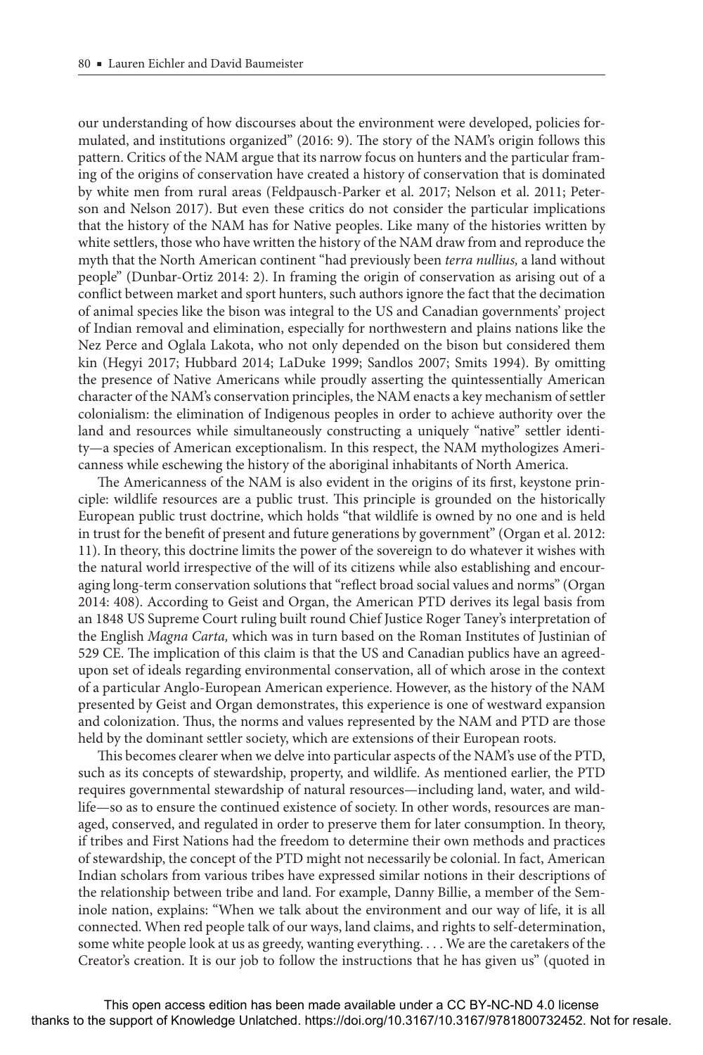our understanding of how discourses about the environment were developed, policies formulated, and institutions organized" (2016: 9). The story of the NAM's origin follows this pattern. Critics of the NAM argue that its narrow focus on hunters and the particular framing of the origins of conservation have created a history of conservation that is dominated by white men from rural areas (Feldpausch-Parker et al. 2017; Nelson et al. 2011; Peterson and Nelson 2017). But even these critics do not consider the particular implications that the history of the NAM has for Native peoples. Like many of the histories written by white settlers, those who have written the history of the NAM draw from and reproduce the myth that the North American continent "had previously been *terra nullius,* a land without people" (Dunbar-Ortiz 2014: 2). In framing the origin of conservation as arising out of a conflict between market and sport hunters, such authors ignore the fact that the decimation of animal species like the bison was integral to the US and Canadian governments' project of Indian removal and elimination, especially for northwestern and plains nations like the Nez Perce and Oglala Lakota, who not only depended on the bison but considered them kin (Hegyi 2017; Hubbard 2014; LaDuke 1999; Sandlos 2007; Smits 1994). By omitting the presence of Native Americans while proudly asserting the quintessentially American character of the NAM's conservation principles, the NAM enacts a key mechanism of settler colonialism: the elimination of Indigenous peoples in order to achieve authority over the land and resources while simultaneously constructing a uniquely "native" settler identity—a species of American exceptionalism. In this respect, the NAM mythologizes Americanness while eschewing the history of the aboriginal inhabitants of North America.

The Americanness of the NAM is also evident in the origins of its first, keystone principle: wildlife resources are a public trust. This principle is grounded on the historically European public trust doctrine, which holds "that wildlife is owned by no one and is held in trust for the benefit of present and future generations by government" (Organ et al. 2012: 11). In theory, this doctrine limits the power of the sovereign to do whatever it wishes with the natural world irrespective of the will of its citizens while also establishing and encouraging long-term conservation solutions that "reflect broad social values and norms" (Organ 2014: 408). According to Geist and Organ, the American PTD derives its legal basis from an 1848 US Supreme Court ruling built round Chief Justice Roger Taney's interpretation of the English *Magna Carta,* which was in turn based on the Roman Institutes of Justinian of 529 CE. The implication of this claim is that the US and Canadian publics have an agreed-upon set of ideals regarding environmental conservation, all of which arose in the context of a particular Anglo-European American experience. However, as the history of the NAM presented by Geist and Organ demonstrates, this experience is one of westward expansion and colonization. Thus, the norms and values represented by the NAM and PTD are those held by the dominant settler society, which are extensions of their European roots.

This becomes clearer when we delve into particular aspects of the NAM's use of the PTD, such as its concepts of stewardship, property, and wildlife. As mentioned earlier, the PTD requires governmental stewardship of natural resources—including land, water, and wildlife—so as to ensure the continued existence of society. In other words, resources are managed, conserved, and regulated in order to preserve them for later consumption. In theory, if tribes and First Nations had the freedom to determine their own methods and practices of stewardship, the concept of the PTD might not necessarily be colonial. In fact, American Indian scholars from various tribes have expressed similar notions in their descriptions of the relationship between tribe and land. For example, Danny Billie, a member of the Seminole nation, explains: "When we talk about the environment and our way of life, it is all connected. When red people talk of our ways, land claims, and rights to self-determination, some white people look at us as greedy, wanting everything. . . . We are the caretakers of the Creator's creation. It is our job to follow the instructions that he has given us" (quoted in

This open access edition has been made available under a CC BY-NC-ND 4.0 license thanks to the support of Knowledge Unlatched. https://doi.org/10.3167/10.3167/9781800732452. Not for resale.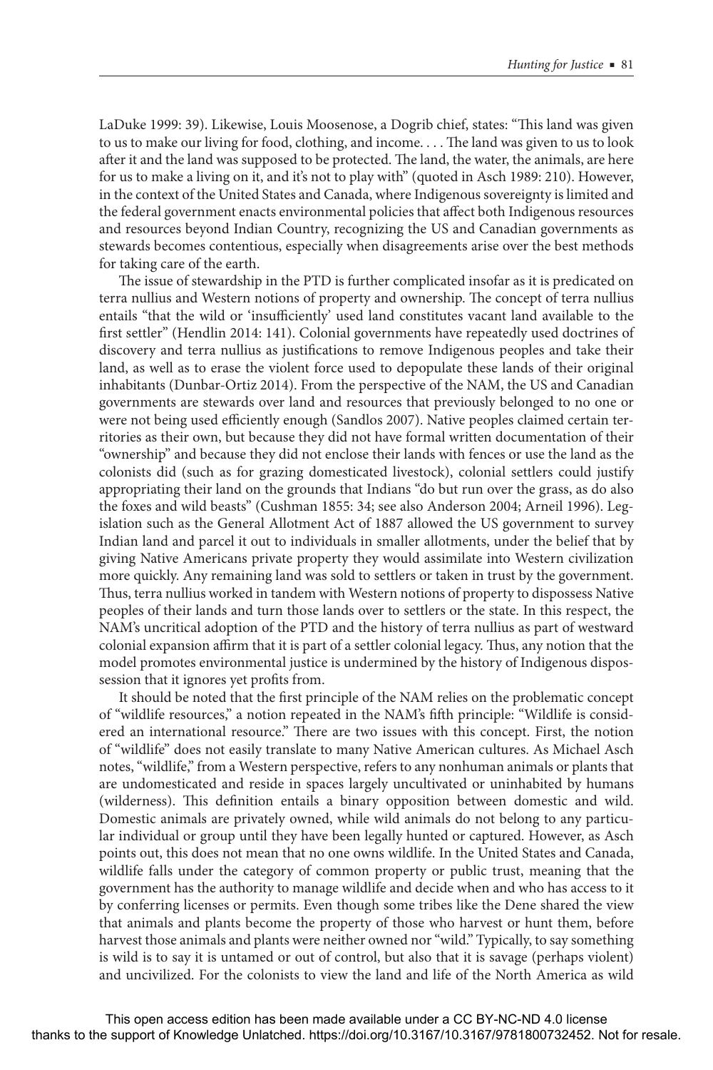LaDuke 1999: 39). Likewise, Louis Moosenose, a Dogrib chief, states: "This land was given to us to make our living for food, clothing, and income. . . . The land was given to us to look after it and the land was supposed to be protected. The land, the water, the animals, are here for us to make a living on it, and it's not to play with" (quoted in Asch 1989: 210). However, in the context of the United States and Canada, where Indigenous sovereignty is limited and the federal government enacts environmental policies that affect both Indigenous resources and resources beyond Indian Country, recognizing the US and Canadian governments as stewards becomes contentious, especially when disagreements arise over the best methods for taking care of the earth.

The issue of stewardship in the PTD is further complicated insofar as it is predicated on terra nullius and Western notions of property and ownership. The concept of terra nullius entails "that the wild or 'insufficiently' used land constitutes vacant land available to the first settler" (Hendlin 2014: 141). Colonial governments have repeatedly used doctrines of discovery and terra nullius as justifications to remove Indigenous peoples and take their land, as well as to erase the violent force used to depopulate these lands of their original inhabitants (Dunbar-Ortiz 2014). From the perspective of the NAM, the US and Canadian governments are stewards over land and resources that previously belonged to no one or were not being used efficiently enough (Sandlos 2007). Native peoples claimed certain territories as their own, but because they did not have formal written documentation of their "ownership" and because they did not enclose their lands with fences or use the land as the colonists did (such as for grazing domesticated livestock), colonial settlers could justify appropriating their land on the grounds that Indians "do but run over the grass, as do also the foxes and wild beasts" (Cushman 1855: 34; see also Anderson 2004; Arneil 1996). Legislation such as the General Allotment Act of 1887 allowed the US government to survey Indian land and parcel it out to individuals in smaller allotments, under the belief that by giving Native Americans private property they would assimilate into Western civilization more quickly. Any remaining land was sold to settlers or taken in trust by the government. Thus, terra nullius worked in tandem with Western notions of property to dispossess Native peoples of their lands and turn those lands over to settlers or the state. In this respect, the NAM's uncritical adoption of the PTD and the history of terra nullius as part of westward colonial expansion affirm that it is part of a settler colonial legacy. Thus, any notion that the model promotes environmental justice is undermined by the history of Indigenous dispossession that it ignores yet profits from.

It should be noted that the first principle of the NAM relies on the problematic concept of "wildlife resources," a notion repeated in the NAM's fifth principle: "Wildlife is considered an international resource." There are two issues with this concept. First, the notion of "wildlife" does not easily translate to many Native American cultures. As Michael Asch notes, "wildlife," from a Western perspective, refers to any nonhuman animals or plants that are undomesticated and reside in spaces largely uncultivated or uninhabited by humans (wilderness). This definition entails a binary opposition between domestic and wild. Domestic animals are privately owned, while wild animals do not belong to any particular individual or group until they have been legally hunted or captured. However, as Asch points out, this does not mean that no one owns wildlife. In the United States and Canada, wildlife falls under the category of common property or public trust, meaning that the government has the authority to manage wildlife and decide when and who has access to it by conferring licenses or permits. Even though some tribes like the Dene shared the view that animals and plants become the property of those who harvest or hunt them, before harvest those animals and plants were neither owned nor "wild." Typically, to say something is wild is to say it is untamed or out of control, but also that it is savage (perhaps violent) and uncivilized. For the colonists to view the land and life of the North America as wild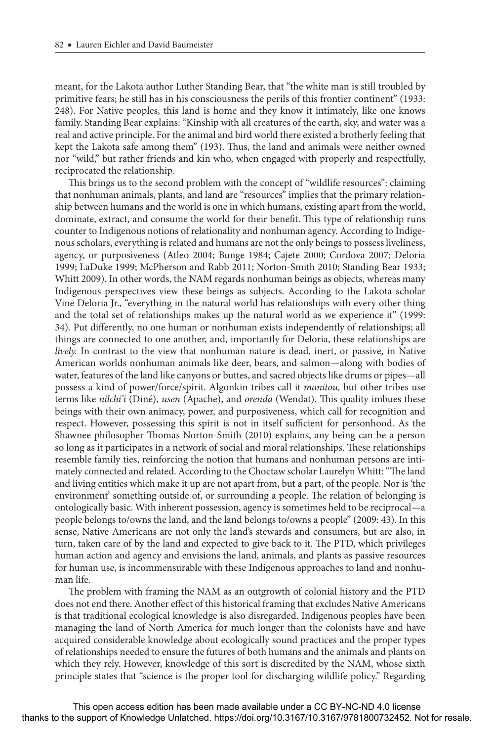meant, for the Lakota author Luther Standing Bear, that "the white man is still troubled by primitive fears; he still has in his consciousness the perils of this frontier continent" (1933: 248). For Native peoples, this land is home and they know it intimately, like one knows family. Standing Bear explains: "Kinship with all creatures of the earth, sky, and water was a real and active principle. For the animal and bird world there existed a brotherly feeling that kept the Lakota safe among them" (193). Thus, the land and animals were neither owned nor "wild," but rather friends and kin who, when engaged with properly and respectfully, reciprocated the relationship.

This brings us to the second problem with the concept of "wildlife resources": claiming that nonhuman animals, plants, and land are "resources" implies that the primary relationship between humans and the world is one in which humans, existing apart from the world, dominate, extract, and consume the world for their benefit. This type of relationship runs counter to Indigenous notions of relationality and nonhuman agency. According to Indigenous scholars, everything is related and humans are not the only beings to possess liveliness, agency, or purposiveness (Atleo 2004; Bunge 1984; Cajete 2000; Cordova 2007; Deloria 1999; LaDuke 1999; McPherson and Rabb 2011; Norton-Smith 2010; Standing Bear 1933; Whitt 2009). In other words, the NAM regards nonhuman beings as objects, whereas many Indigenous perspectives view these beings as subjects. According to the Lakota scholar Vine Deloria Jr., "everything in the natural world has relationships with every other thing and the total set of relationships makes up the natural world as we experience it" (1999: 34). Put differently, no one human or nonhuman exists independently of relationships; all things are connected to one another, and, importantly for Deloria, these relationships are *lively.* In contrast to the view that nonhuman nature is dead, inert, or passive, in Native American worlds nonhuman animals like deer, bears, and salmon—along with bodies of water, features of the land like canyons or buttes, and sacred objects like drums or pipes—all possess a kind of power/force/spirit. Algonkin tribes call it *manitou,* but other tribes use terms like *nilchi'i* (Diné), *usen* (Apache), and *orenda* (Wendat). This quality imbues these beings with their own animacy, power, and purposiveness, which call for recognition and respect. However, possessing this spirit is not in itself sufficient for personhood. As the Shawnee philosopher Thomas Norton-Smith (2010) explains, any being can be a person so long as it participates in a network of social and moral relationships. These relationships resemble family ties, reinforcing the notion that humans and nonhuman persons are intimately connected and related. According to the Choctaw scholar Laurelyn Whitt: "The land and living entities which make it up are not apart from, but a part, of the people. Nor is 'the environment' something outside of, or surrounding a people. The relation of belonging is ontologically basic. With inherent possession, agency is sometimes held to be reciprocal—a people belongs to/owns the land, and the land belongs to/owns a people" (2009: 43). In this sense, Native Americans are not only the land's stewards and consumers, but are also, in turn, taken care of by the land and expected to give back to it. The PTD, which privileges human action and agency and envisions the land, animals, and plants as passive resources for human use, is incommensurable with these Indigenous approaches to land and nonhuman life.

The problem with framing the NAM as an outgrowth of colonial history and the PTD does not end there. Another effect of this historical framing that excludes Native Americans is that traditional ecological knowledge is also disregarded. Indigenous peoples have been managing the land of North America for much longer than the colonists have and have acquired considerable knowledge about ecologically sound practices and the proper types of relationships needed to ensure the futures of both humans and the animals and plants on which they rely. However, knowledge of this sort is discredited by the NAM, whose sixth principle states that "science is the proper tool for discharging wildlife policy." Regarding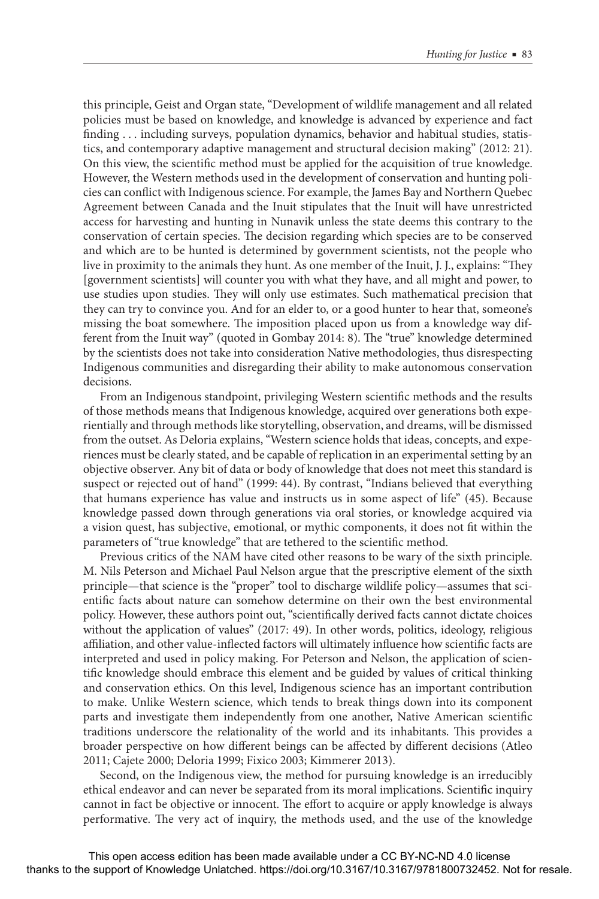this principle, Geist and Organ state, "Development of wildlife management and all related policies must be based on knowledge, and knowledge is advanced by experience and fact finding . . . including surveys, population dynamics, behavior and habitual studies, statistics, and contemporary adaptive management and structural decision making" (2012: 21). On this view, the scientific method must be applied for the acquisition of true knowledge. However, the Western methods used in the development of conservation and hunting policies can conflict with Indigenous science. For example, the James Bay and Northern Quebec Agreement between Canada and the Inuit stipulates that the Inuit will have unrestricted access for harvesting and hunting in Nunavik unless the state deems this contrary to the conservation of certain species. The decision regarding which species are to be conserved and which are to be hunted is determined by government scientists, not the people who live in proximity to the animals they hunt. As one member of the Inuit, J. J., explains: "They [government scientists] will counter you with what they have, and all might and power, to use studies upon studies. They will only use estimates. Such mathematical precision that they can try to convince you. And for an elder to, or a good hunter to hear that, someone's missing the boat somewhere. The imposition placed upon us from a knowledge way different from the Inuit way" (quoted in Gombay 2014: 8). The "true" knowledge determined by the scientists does not take into consideration Native methodologies, thus disrespecting Indigenous communities and disregarding their ability to make autonomous conservation decisions.

From an Indigenous standpoint, privileging Western scientific methods and the results of those methods means that Indigenous knowledge, acquired over generations both experientially and through methods like storytelling, observation, and dreams, will be dismissed from the outset. As Deloria explains, "Western science holds that ideas, concepts, and experiences must be clearly stated, and be capable of replication in an experimental setting by an objective observer. Any bit of data or body of knowledge that does not meet this standard is suspect or rejected out of hand" (1999: 44). By contrast, "Indians believed that everything that humans experience has value and instructs us in some aspect of life" (45). Because knowledge passed down through generations via oral stories, or knowledge acquired via a vision quest, has subjective, emotional, or mythic components, it does not fit within the parameters of "true knowledge" that are tethered to the scientific method.

Previous critics of the NAM have cited other reasons to be wary of the sixth principle. M. Nils Peterson and Michael Paul Nelson argue that the prescriptive element of the sixth principle—that science is the "proper" tool to discharge wildlife policy—assumes that scientific facts about nature can somehow determine on their own the best environmental policy. However, these authors point out, "scientifically derived facts cannot dictate choices without the application of values" (2017: 49). In other words, politics, ideology, religious affiliation, and other value-inflected factors will ultimately influence how scientific facts are interpreted and used in policy making. For Peterson and Nelson, the application of scientific knowledge should embrace this element and be guided by values of critical thinking and conservation ethics. On this level, Indigenous science has an important contribution to make. Unlike Western science, which tends to break things down into its component parts and investigate them independently from one another, Native American scientific traditions underscore the relationality of the world and its inhabitants. This provides a broader perspective on how different beings can be affected by different decisions (Atleo 2011; Cajete 2000; Deloria 1999; Fixico 2003; Kimmerer 2013).

Second, on the Indigenous view, the method for pursuing knowledge is an irreducibly ethical endeavor and can never be separated from its moral implications. Scientific inquiry cannot in fact be objective or innocent. The effort to acquire or apply knowledge is always performative. The very act of inquiry, the methods used, and the use of the knowledge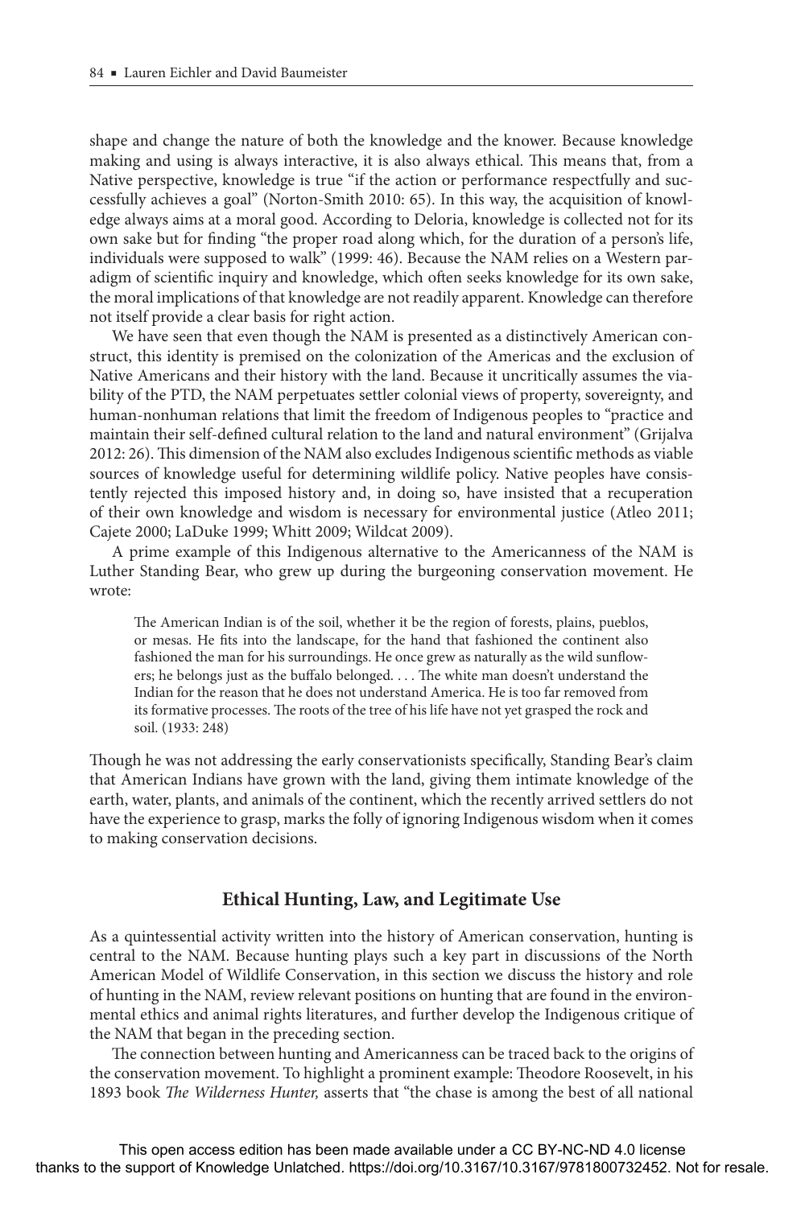shape and change the nature of both the knowledge and the knower. Because knowledge making and using is always interactive, it is also always ethical. This means that, from a Native perspective, knowledge is true "if the action or performance respectfully and successfully achieves a goal" (Norton-Smith 2010: 65). In this way, the acquisition of knowledge always aims at a moral good. According to Deloria, knowledge is collected not for its own sake but for finding "the proper road along which, for the duration of a person's life, individuals were supposed to walk" (1999: 46). Because the NAM relies on a Western paradigm of scientific inquiry and knowledge, which often seeks knowledge for its own sake, the moral implications of that knowledge are not readily apparent. Knowledge can therefore not itself provide a clear basis for right action.

We have seen that even though the NAM is presented as a distinctively American construct, this identity is premised on the colonization of the Americas and the exclusion of Native Americans and their history with the land. Because it uncritically assumes the viability of the PTD, the NAM perpetuates settler colonial views of property, sovereignty, and human-nonhuman relations that limit the freedom of Indigenous peoples to "practice and maintain their self-defined cultural relation to the land and natural environment" (Grijalva 2012: 26). This dimension of the NAM also excludes Indigenous scientific methods as viable sources of knowledge useful for determining wildlife policy. Native peoples have consistently rejected this imposed history and, in doing so, have insisted that a recuperation of their own knowledge and wisdom is necessary for environmental justice (Atleo 2011; Cajete 2000; LaDuke 1999; Whitt 2009; Wildcat 2009).

A prime example of this Indigenous alternative to the Americanness of the NAM is Luther Standing Bear, who grew up during the burgeoning conservation movement. He wrote:

> The American Indian is of the soil, whether it be the region of forests, plains, pueblos, or mesas. He fits into the landscape, for the hand that fashioned the continent also fashioned the man for his surroundings. He once grew as naturally as the wild sunflowers; he belongs just as the buffalo belonged. . . . The white man doesn't understand the Indian for the reason that he does not understand America. He is too far removed from its formative processes. The roots of the tree of his life have not yet grasped the rock and soil. (1933: 248)

Though he was not addressing the early conservationists specifically, Standing Bear's claim that American Indians have grown with the land, giving them intimate knowledge of the earth, water, plants, and animals of the continent, which the recently arrived settlers do not have the experience to grasp, marks the folly of ignoring Indigenous wisdom when it comes to making conservation decisions.

## Ethical Hunting, Law, and Legitimate Use

As a quintessential activity written into the history of American conservation, hunting is central to the NAM. Because hunting plays such a key part in discussions of the North American Model of Wildlife Conservation, in this section we discuss the history and role of hunting in the NAM, review relevant positions on hunting that are found in the environmental ethics and animal rights literatures, and further develop the Indigenous critique of the NAM that began in the preceding section.

The connection between hunting and Americanness can be traced back to the origins of the conservation movement. To highlight a prominent example: Theodore Roosevelt, in his 1893 book *The Wilderness Hunter,* asserts that "the chase is among the best of all national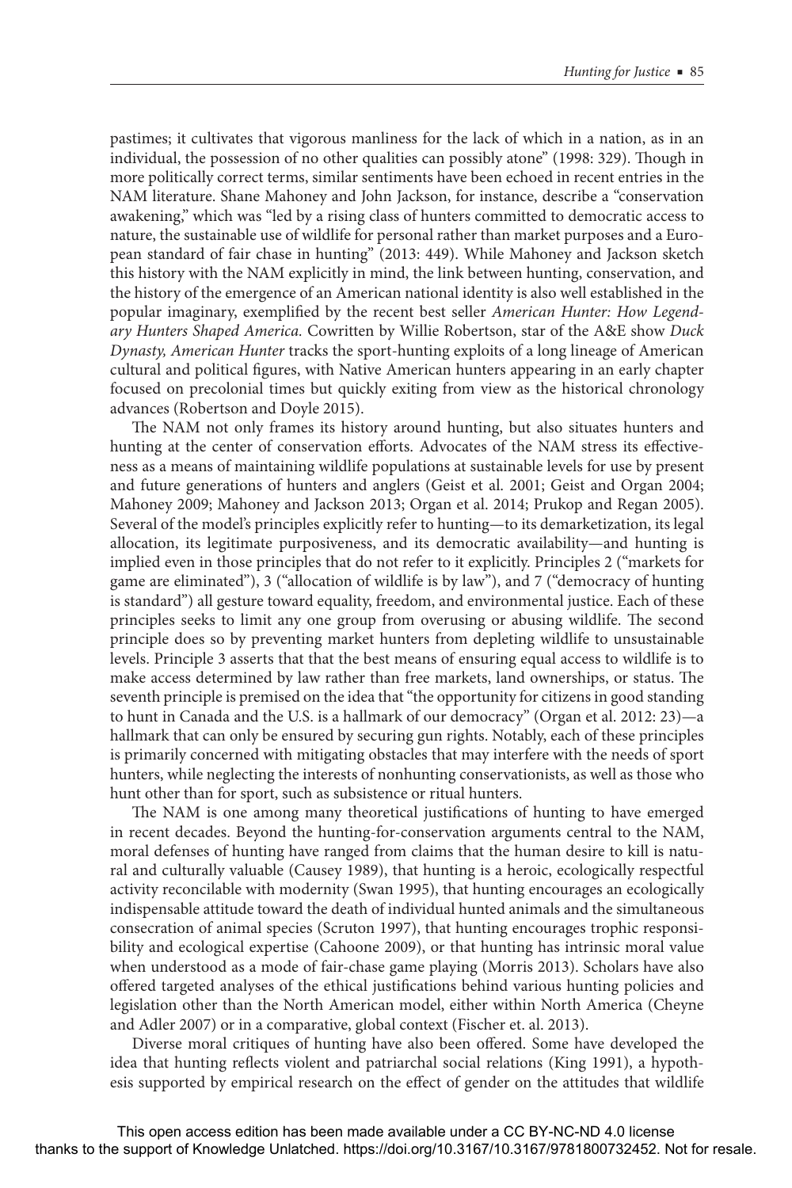pastimes; it cultivates that vigorous manliness for the lack of which in a nation, as in an individual, the possession of no other qualities can possibly atone" (1998: 329). Though in more politically correct terms, similar sentiments have been echoed in recent entries in the NAM literature. Shane Mahoney and John Jackson, for instance, describe a "conservation awakening," which was "led by a rising class of hunters committed to democratic access to nature, the sustainable use of wildlife for personal rather than market purposes and a European standard of fair chase in hunting" (2013: 449). While Mahoney and Jackson sketch this history with the NAM explicitly in mind, the link between hunting, conservation, and the history of the emergence of an American national identity is also well established in the popular imaginary, exemplified by the recent best seller *American Hunter: How Legendary Hunters Shaped America.* Cowritten by Willie Robertson, star of the A&E show *Duck Dynasty, American Hunter* tracks the sport-hunting exploits of a long lineage of American cultural and political figures, with Native American hunters appearing in an early chapter focused on precolonial times but quickly exiting from view as the historical chronology advances (Robertson and Doyle 2015).

The NAM not only frames its history around hunting, but also situates hunters and hunting at the center of conservation efforts. Advocates of the NAM stress its effectiveness as a means of maintaining wildlife populations at sustainable levels for use by present and future generations of hunters and anglers (Geist et al. 2001; Geist and Organ 2004; Mahoney 2009; Mahoney and Jackson 2013; Organ et al. 2014; Prukop and Regan 2005). Several of the model's principles explicitly refer to hunting—to its demarketization, its legal allocation, its legitimate purposiveness, and its democratic availability—and hunting is implied even in those principles that do not refer to it explicitly. Principles 2 ("markets for game are eliminated"), 3 ("allocation of wildlife is by law"), and 7 ("democracy of hunting is standard") all gesture toward equality, freedom, and environmental justice. Each of these principles seeks to limit any one group from overusing or abusing wildlife. The second principle does so by preventing market hunters from depleting wildlife to unsustainable levels. Principle 3 asserts that that the best means of ensuring equal access to wildlife is to make access determined by law rather than free markets, land ownerships, or status. The seventh principle is premised on the idea that "the opportunity for citizens in good standing to hunt in Canada and the U.S. is a hallmark of our democracy" (Organ et al. 2012: 23)—a hallmark that can only be ensured by securing gun rights. Notably, each of these principles is primarily concerned with mitigating obstacles that may interfere with the needs of sport hunters, while neglecting the interests of nonhunting conservationists, as well as those who hunt other than for sport, such as subsistence or ritual hunters.

The NAM is one among many theoretical justifications of hunting to have emerged in recent decades. Beyond the hunting-for-conservation arguments central to the NAM, moral defenses of hunting have ranged from claims that the human desire to kill is natural and culturally valuable (Causey 1989), that hunting is a heroic, ecologically respectful activity reconcilable with modernity (Swan 1995), that hunting encourages an ecologically indispensable attitude toward the death of individual hunted animals and the simultaneous consecration of animal species (Scruton 1997), that hunting encourages trophic responsibility and ecological expertise (Cahoone 2009), or that hunting has intrinsic moral value when understood as a mode of fair-chase game playing (Morris 2013). Scholars have also offered targeted analyses of the ethical justifications behind various hunting policies and legislation other than the North American model, either within North America (Cheyne and Adler 2007) or in a comparative, global context (Fischer et. al. 2013).

Diverse moral critiques of hunting have also been offered. Some have developed the idea that hunting reflects violent and patriarchal social relations (King 1991), a hypothesis supported by empirical research on the effect of gender on the attitudes that wildlife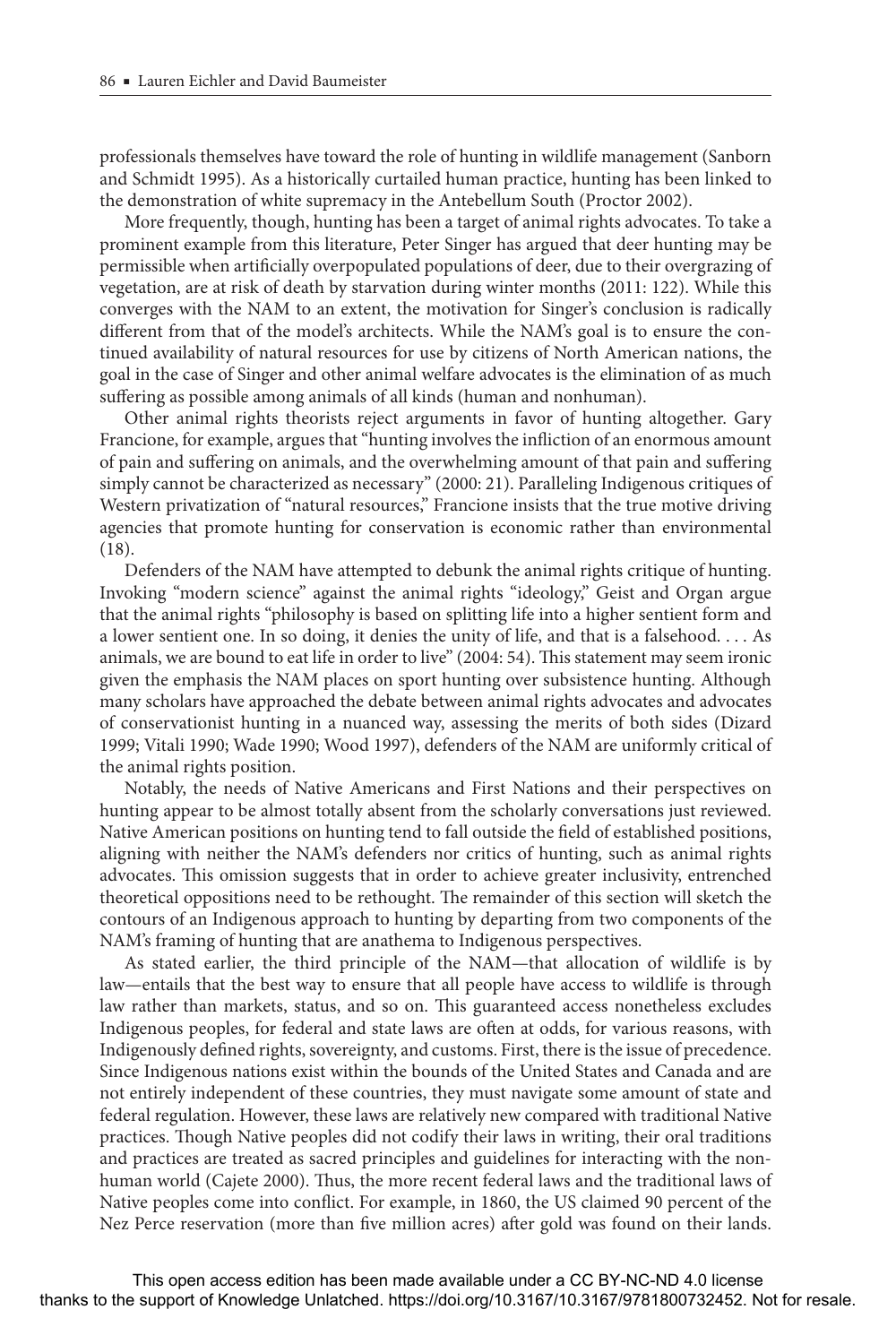professionals themselves have toward the role of hunting in wildlife management (Sanborn and Schmidt 1995). As a historically curtailed human practice, hunting has been linked to the demonstration of white supremacy in the Antebellum South (Proctor 2002).

More frequently, though, hunting has been a target of animal rights advocates. To take a prominent example from this literature, Peter Singer has argued that deer hunting may be permissible when artificially overpopulated populations of deer, due to their overgrazing of vegetation, are at risk of death by starvation during winter months (2011: 122). While this converges with the NAM to an extent, the motivation for Singer's conclusion is radically different from that of the model's architects. While the NAM's goal is to ensure the continued availability of natural resources for use by citizens of North American nations, the goal in the case of Singer and other animal welfare advocates is the elimination of as much suffering as possible among animals of all kinds (human and nonhuman).

Other animal rights theorists reject arguments in favor of hunting altogether. Gary Francione, for example, argues that "hunting involves the infliction of an enormous amount of pain and suffering on animals, and the overwhelming amount of that pain and suffering simply cannot be characterized as necessary" (2000: 21). Paralleling Indigenous critiques of Western privatization of "natural resources," Francione insists that the true motive driving agencies that promote hunting for conservation is economic rather than environmental (18).

Defenders of the NAM have attempted to debunk the animal rights critique of hunting. Invoking "modern science" against the animal rights "ideology," Geist and Organ argue that the animal rights "philosophy is based on splitting life into a higher sentient form and a lower sentient one. In so doing, it denies the unity of life, and that is a falsehood. . . . As animals, we are bound to eat life in order to live" (2004: 54). This statement may seem ironic given the emphasis the NAM places on sport hunting over subsistence hunting. Although many scholars have approached the debate between animal rights advocates and advocates of conservationist hunting in a nuanced way, assessing the merits of both sides (Dizard 1999; Vitali 1990; Wade 1990; Wood 1997), defenders of the NAM are uniformly critical of the animal rights position.

Notably, the needs of Native Americans and First Nations and their perspectives on hunting appear to be almost totally absent from the scholarly conversations just reviewed. Native American positions on hunting tend to fall outside the field of established positions, aligning with neither the NAM's defenders nor critics of hunting, such as animal rights advocates. This omission suggests that in order to achieve greater inclusivity, entrenched theoretical oppositions need to be rethought. The remainder of this section will sketch the contours of an Indigenous approach to hunting by departing from two components of the NAM's framing of hunting that are anathema to Indigenous perspectives.

As stated earlier, the third principle of the NAM—that allocation of wildlife is by law—entails that the best way to ensure that all people have access to wildlife is through law rather than markets, status, and so on. This guaranteed access nonetheless excludes Indigenous peoples, for federal and state laws are often at odds, for various reasons, with Indigenously defined rights, sovereignty, and customs. First, there is the issue of precedence. Since Indigenous nations exist within the bounds of the United States and Canada and are not entirely independent of these countries, they must navigate some amount of state and federal regulation. However, these laws are relatively new compared with traditional Native practices. Though Native peoples did not codify their laws in writing, their oral traditions and practices are treated as sacred principles and guidelines for interacting with the nonhuman world (Cajete 2000). Thus, the more recent federal laws and the traditional laws of Native peoples come into conflict. For example, in 1860, the US claimed 90 percent of the Nez Perce reservation (more than five million acres) after gold was found on their lands.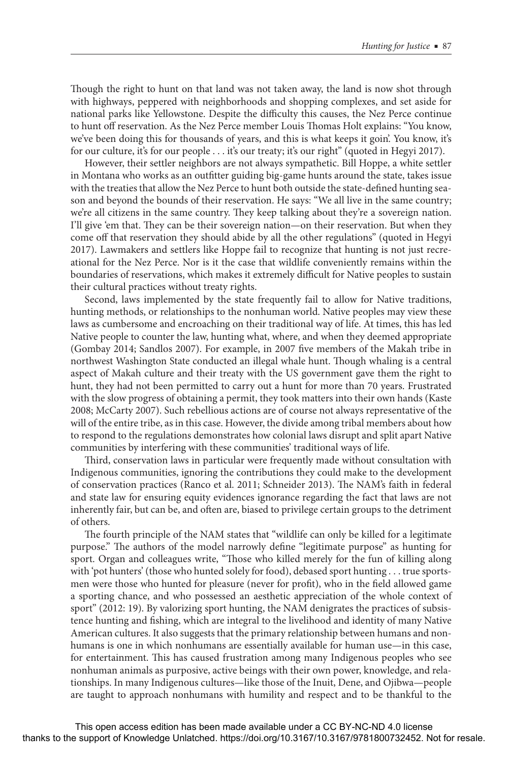Though the right to hunt on that land was not taken away, the land is now shot through with highways, peppered with neighborhoods and shopping complexes, and set aside for national parks like Yellowstone. Despite the difficulty this causes, the Nez Perce continue to hunt off reservation. As the Nez Perce member Louis Thomas Holt explains: "You know, we've been doing this for thousands of years, and this is what keeps it goin'. You know, it's for our culture, it's for our people . . . it's our treaty; it's our right" (quoted in Hegyi 2017).

However, their settler neighbors are not always sympathetic. Bill Hoppe, a white settler in Montana who works as an outfitter guiding big-game hunts around the state, takes issue with the treaties that allow the Nez Perce to hunt both outside the state-defined hunting season and beyond the bounds of their reservation. He says: "We all live in the same country; we're all citizens in the same country. They keep talking about they're a sovereign nation. I'll give 'em that. They can be their sovereign nation—on their reservation. But when they come off that reservation they should abide by all the other regulations" (quoted in Hegyi 2017). Lawmakers and settlers like Hoppe fail to recognize that hunting is not just recreational for the Nez Perce. Nor is it the case that wildlife conveniently remains within the boundaries of reservations, which makes it extremely difficult for Native peoples to sustain their cultural practices without treaty rights.

Second, laws implemented by the state frequently fail to allow for Native traditions, hunting methods, or relationships to the nonhuman world. Native peoples may view these laws as cumbersome and encroaching on their traditional way of life. At times, this has led Native people to counter the law, hunting what, where, and when they deemed appropriate (Gombay 2014; Sandlos 2007). For example, in 2007 five members of the Makah tribe in northwest Washington State conducted an illegal whale hunt. Though whaling is a central aspect of Makah culture and their treaty with the US government gave them the right to hunt, they had not been permitted to carry out a hunt for more than 70 years. Frustrated with the slow progress of obtaining a permit, they took matters into their own hands (Kaste 2008; McCarty 2007). Such rebellious actions are of course not always representative of the will of the entire tribe, as in this case. However, the divide among tribal members about how to respond to the regulations demonstrates how colonial laws disrupt and split apart Native communities by interfering with these communities' traditional ways of life.

Third, conservation laws in particular were frequently made without consultation with Indigenous communities, ignoring the contributions they could make to the development of conservation practices (Ranco et al. 2011; Schneider 2013). The NAM's faith in federal and state law for ensuring equity evidences ignorance regarding the fact that laws are not inherently fair, but can be, and often are, biased to privilege certain groups to the detriment of others.

The fourth principle of the NAM states that "wildlife can only be killed for a legitimate purpose." The authors of the model narrowly define "legitimate purpose" as hunting for sport. Organ and colleagues write, "Those who killed merely for the fun of killing along with 'pot hunters' (those who hunted solely for food), debased sport hunting . . . true sportsmen were those who hunted for pleasure (never for profit), who in the field allowed game a sporting chance, and who possessed an aesthetic appreciation of the whole context of sport" (2012: 19). By valorizing sport hunting, the NAM denigrates the practices of subsistence hunting and fishing, which are integral to the livelihood and identity of many Native American cultures. It also suggests that the primary relationship between humans and nonhumans is one in which nonhumans are essentially available for human use—in this case, for entertainment. This has caused frustration among many Indigenous peoples who see nonhuman animals as purposive, active beings with their own power, knowledge, and relationships. In many Indigenous cultures—like those of the Inuit, Dene, and Ojibwa—people are taught to approach nonhumans with humility and respect and to be thankful to the

This open access edition has been made available under a CC BY-NC-ND 4.0 license thanks to the support of Knowledge Unlatched. https://doi.org/10.3167/10.3167/9781800732452. Not for resale.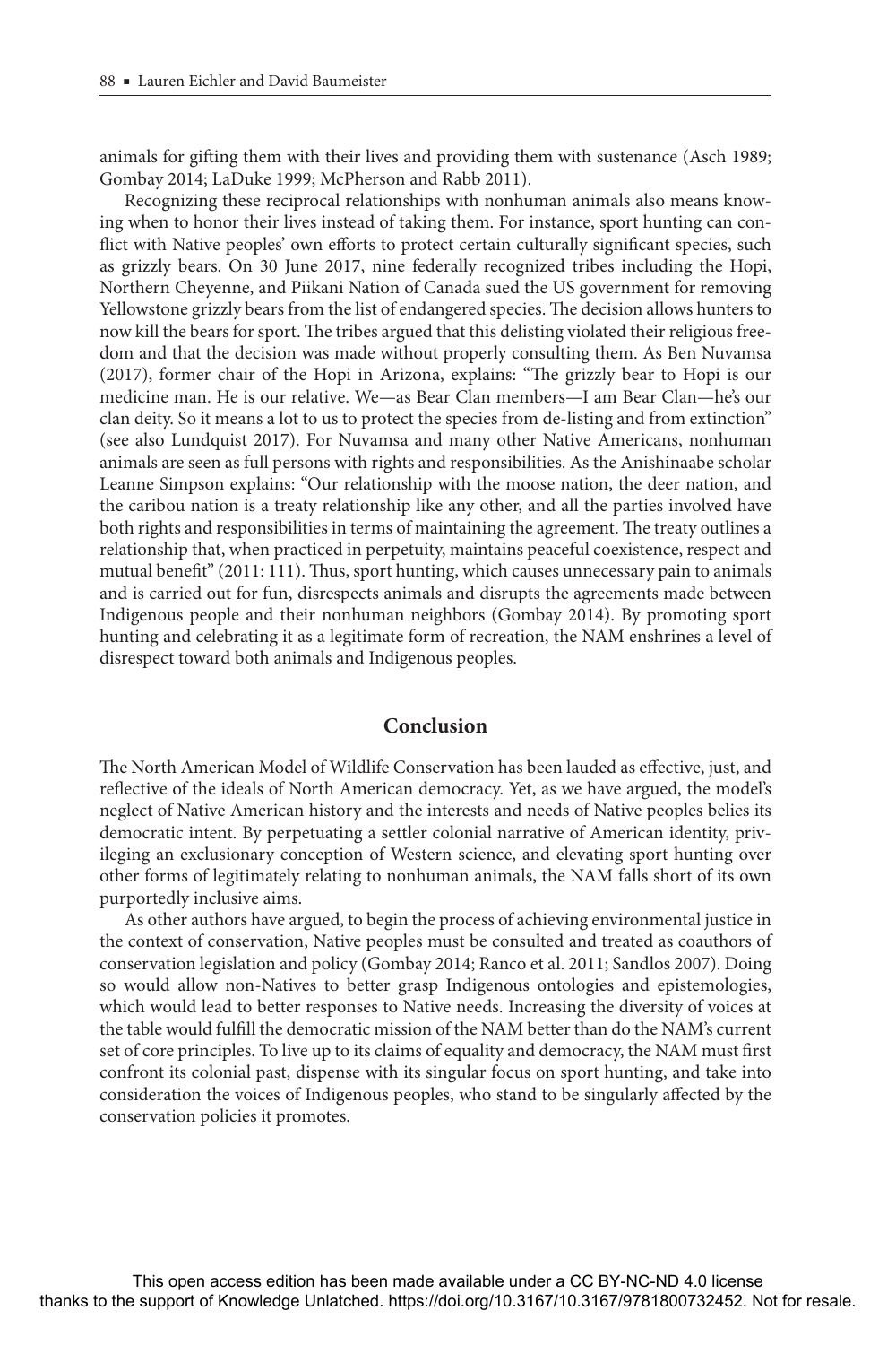animals for gifting them with their lives and providing them with sustenance (Asch 1989; Gombay 2014; LaDuke 1999; McPherson and Rabb 2011).

Recognizing these reciprocal relationships with nonhuman animals also means knowing when to honor their lives instead of taking them. For instance, sport hunting can conflict with Native peoples' own efforts to protect certain culturally significant species, such as grizzly bears. On 30 June 2017, nine federally recognized tribes including the Hopi, Northern Cheyenne, and Piikani Nation of Canada sued the US government for removing Yellowstone grizzly bears from the list of endangered species. The decision allows hunters to now kill the bears for sport. The tribes argued that this delisting violated their religious freedom and that the decision was made without properly consulting them. As Ben Nuvamsa (2017), former chair of the Hopi in Arizona, explains: "The grizzly bear to Hopi is our medicine man. He is our relative. We—as Bear Clan members—I am Bear Clan—he's our clan deity. So it means a lot to us to protect the species from de-listing and from extinction" (see also Lundquist 2017). For Nuvamsa and many other Native Americans, nonhuman animals are seen as full persons with rights and responsibilities. As the Anishinaabe scholar Leanne Simpson explains: "Our relationship with the moose nation, the deer nation, and the caribou nation is a treaty relationship like any other, and all the parties involved have both rights and responsibilities in terms of maintaining the agreement. The treaty outlines a relationship that, when practiced in perpetuity, maintains peaceful coexistence, respect and mutual benefit" (2011: 111). Thus, sport hunting, which causes unnecessary pain to animals and is carried out for fun, disrespects animals and disrupts the agreements made between Indigenous people and their nonhuman neighbors (Gombay 2014). By promoting sport hunting and celebrating it as a legitimate form of recreation, the NAM enshrines a level of disrespect toward both animals and Indigenous peoples.

## Conclusion

The North American Model of Wildlife Conservation has been lauded as effective, just, and reflective of the ideals of North American democracy. Yet, as we have argued, the model's neglect of Native American history and the interests and needs of Native peoples belies its democratic intent. By perpetuating a settler colonial narrative of American identity, privileging an exclusionary conception of Western science, and elevating sport hunting over other forms of legitimately relating to nonhuman animals, the NAM falls short of its own purportedly inclusive aims.

As other authors have argued, to begin the process of achieving environmental justice in the context of conservation, Native peoples must be consulted and treated as coauthors of conservation legislation and policy (Gombay 2014; Ranco et al. 2011; Sandlos 2007). Doing so would allow non-Natives to better grasp Indigenous ontologies and epistemologies, which would lead to better responses to Native needs. Increasing the diversity of voices at the table would fulfill the democratic mission of the NAM better than do the NAM's current set of core principles. To live up to its claims of equality and democracy, the NAM must first confront its colonial past, dispense with its singular focus on sport hunting, and take into consideration the voices of Indigenous peoples, who stand to be singularly affected by the conservation policies it promotes.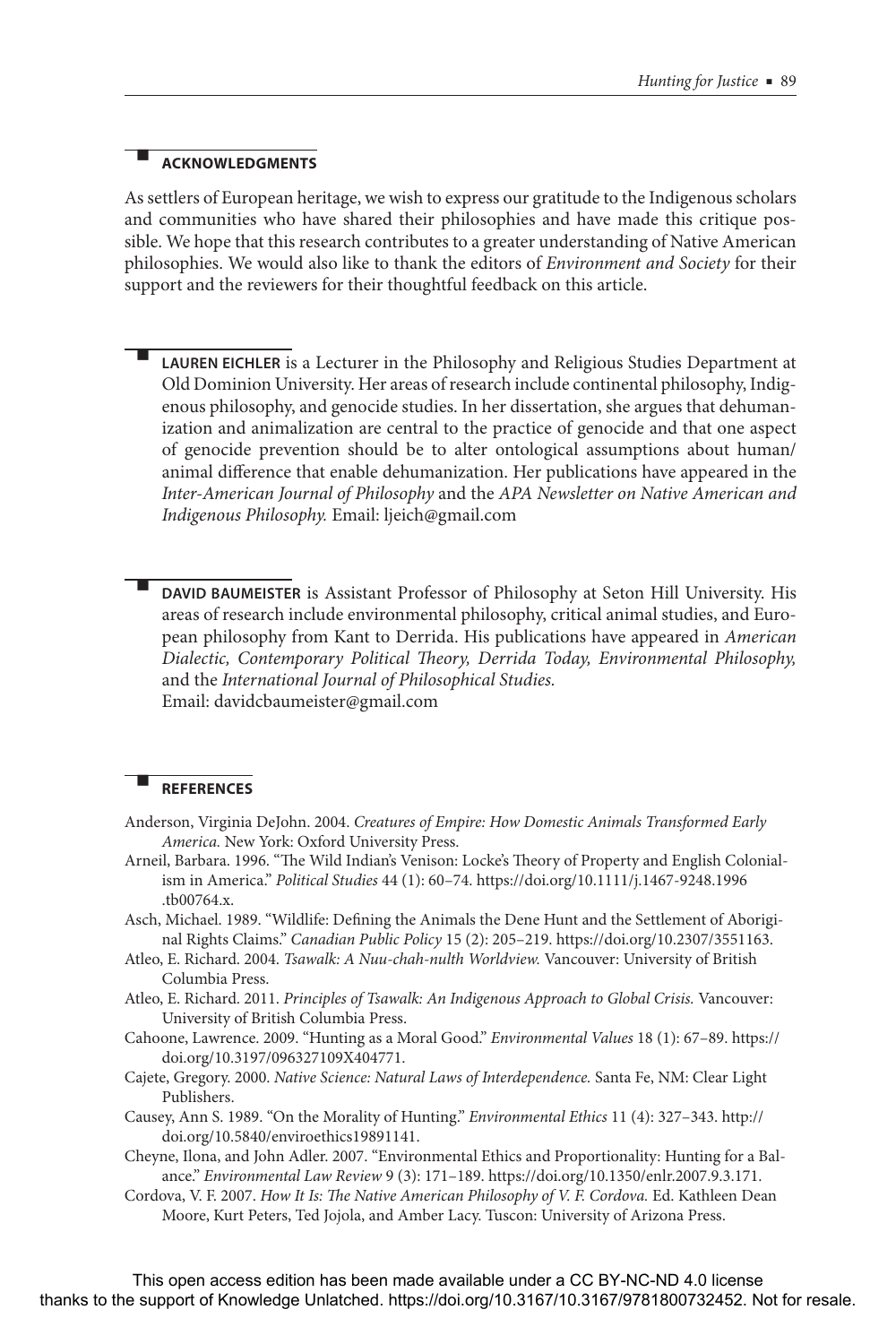## ACKNOWLEDGMENTS

As settlers of European heritage, we wish to express our gratitude to the Indigenous scholars and communities who have shared their philosophies and have made this critique possible. We hope that this research contributes to a greater understanding of Native American philosophies. We would also like to thank the editors of *Environment and Society* for their support and the reviewers for their thoughtful feedback on this article.

**LAUREN EICHLER** is a Lecturer in the Philosophy and Religious Studies Department at Old Dominion University. Her areas of research include continental philosophy, Indigenous philosophy, and genocide studies. In her dissertation, she argues that dehumanization and animalization are central to the practice of genocide and that one aspect of genocide prevention should be to alter ontological assumptions about human/animal difference that enable dehumanization. Her publications have appeared in the *Inter-American Journal of Philosophy* and the *APA Newsletter on Native American and Indigenous Philosophy.* Email: ljeich@gmail.com

**DAVID BAUMEISTER** is Assistant Professor of Philosophy at Seton Hill University. His areas of research include environmental philosophy, critical animal studies, and European philosophy from Kant to Derrida. His publications have appeared in *American Dialectic, Contemporary Political Theory, Derrida Today, Environmental Philosophy,* and the *International Journal of Philosophical Studies.*
Email: davidcbaumeister@gmail.com

## REFERENCES

Anderson, Virginia DeJohn. 2004. *Creatures of Empire: How Domestic Animals Transformed Early America.* New York: Oxford University Press.

Arneil, Barbara. 1996. "The Wild Indian's Venison: Locke's Theory of Property and English Colonialism in America." *Political Studies* 44 (1): 60–74. https://doi.org/10.1111/j.1467-9248.1996.tb00764.x.

Asch, Michael. 1989. "Wildlife: Defining the Animals the Dene Hunt and the Settlement of Aboriginal Rights Claims." *Canadian Public Policy* 15 (2): 205–219. https://doi.org/10.2307/3551163.

Atleo, E. Richard. 2004. *Tsawalk: A Nuu-chah-nulth Worldview.* Vancouver: University of British Columbia Press.

Atleo, E. Richard. 2011. *Principles of Tsawalk: An Indigenous Approach to Global Crisis.* Vancouver: University of British Columbia Press.

Cahoone, Lawrence. 2009. "Hunting as a Moral Good." *Environmental Values* 18 (1): 67–89. https://doi.org/10.3197/096327109X404771.

Cajete, Gregory. 2000. *Native Science: Natural Laws of Interdependence.* Santa Fe, NM: Clear Light Publishers.

Causey, Ann S. 1989. "On the Morality of Hunting." *Environmental Ethics* 11 (4): 327–343. http://doi.org/10.5840/enviroethics19891141.

Cheyne, Ilona, and John Adler. 2007. "Environmental Ethics and Proportionality: Hunting for a Balance." *Environmental Law Review* 9 (3): 171–189. https://doi.org/10.1350/enlr.2007.9.3.171.

Cordova, V. F. 2007. *How It Is: The Native American Philosophy of V. F. Cordova.* Ed. Kathleen Dean Moore, Kurt Peters, Ted Jojola, and Amber Lacy. Tuscon: University of Arizona Press.

This open access edition has been made available under a CC BY-NC-ND 4.0 license thanks to the support of Knowledge Unlatched. https://doi.org/10.3167/10.3167/9781800732452. Not for resale.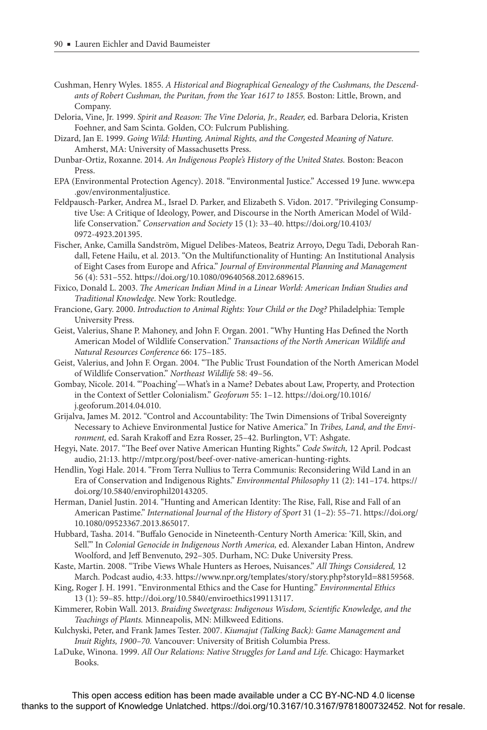Cushman, Henry Wyles. 1855. *A Historical and Biographical Genealogy of the Cushmans, the Descendants of Robert Cushman, the Puritan, from the Year 1617 to 1855.* Boston: Little, Brown, and Company.

Deloria, Vine, Jr. 1999. *Spirit and Reason: The Vine Deloria, Jr., Reader,* ed. Barbara Deloria, Kristen Foehner, and Sam Scinta. Golden, CO: Fulcrum Publishing.

Dizard, Jan E. 1999. *Going Wild: Hunting, Animal Rights, and the Congested Meaning of Nature.* Amherst, MA: University of Massachusetts Press.

Dunbar-Ortiz, Roxanne. 2014. *An Indigenous People's History of the United States.* Boston: Beacon Press.

EPA (Environmental Protection Agency). 2018. "Environmental Justice." Accessed 19 June. www.epa.gov/environmentaljustice.

Feldpausch-Parker, Andrea M., Israel D. Parker, and Elizabeth S. Vidon. 2017. "Privileging Consumptive Use: A Critique of Ideology, Power, and Discourse in the North American Model of Wildlife Conservation." *Conservation and Society* 15 (1): 33–40. https://doi.org/10.4103/0972-4923.201395.

Fischer, Anke, Camilla Sandström, Miguel Delibes-Mateos, Beatriz Arroyo, Degu Tadi, Deborah Randall, Fetene Hailu, et al. 2013. "On the Multifunctionality of Hunting: An Institutional Analysis of Eight Cases from Europe and Africa." *Journal of Environmental Planning and Management* 56 (4): 531–552. https://doi.org/10.1080/09640568.2012.689615.

Fixico, Donald L. 2003. *The American Indian Mind in a Linear World: American Indian Studies and Traditional Knowledge.* New York: Routledge.

Francione, Gary. 2000. *Introduction to Animal Rights: Your Child or the Dog?* Philadelphia: Temple University Press.

Geist, Valerius, Shane P. Mahoney, and John F. Organ. 2001. "Why Hunting Has Defined the North American Model of Wildlife Conservation." *Transactions of the North American Wildlife and Natural Resources Conference* 66: 175–185.

Geist, Valerius, and John F. Organ. 2004. "The Public Trust Foundation of the North American Model of Wildlife Conservation." *Northeast Wildlife* 58: 49–56.

Gombay, Nicole. 2014. "'Poaching'—What's in a Name? Debates about Law, Property, and Protection in the Context of Settler Colonialism." *Geoforum* 55: 1–12. https://doi.org/10.1016/j.geoforum.2014.04.010.

Grijalva, James M. 2012. "Control and Accountability: The Twin Dimensions of Tribal Sovereignty Necessary to Achieve Environmental Justice for Native America." In *Tribes, Land, and the Environment,* ed. Sarah Krakoff and Ezra Rosser, 25–42. Burlington, VT: Ashgate.

Hegyi, Nate. 2017. "The Beef over Native American Hunting Rights." *Code Switch,* 12 April. Podcast audio, 21:13. http://mtpr.org/post/beef-over-native-american-hunting-rights.

Hendlin, Yogi Hale. 2014. "From Terra Nullius to Terra Communis: Reconsidering Wild Land in an Era of Conservation and Indigenous Rights." *Environmental Philosophy* 11 (2): 141–174. https://doi.org/10.5840/envirophil20143205.

Herman, Daniel Justin. 2014. "Hunting and American Identity: The Rise, Fall, Rise and Fall of an American Pastime." *International Journal of the History of Sport* 31 (1–2): 55–71. https://doi.org/10.1080/09523367.2013.865017.

Hubbard, Tasha. 2014. "Buffalo Genocide in Nineteenth-Century North America: 'Kill, Skin, and Sell.'" In *Colonial Genocide in Indigenous North America,* ed. Alexander Laban Hinton, Andrew Woolford, and Jeff Benvenuto, 292–305. Durham, NC: Duke University Press.

Kaste, Martin. 2008. "Tribe Views Whale Hunters as Heroes, Nuisances." *All Things Considered,* 12 March. Podcast audio, 4:33. https://www.npr.org/templates/story/story.php?storyId=88159568.

King, Roger J. H. 1991. "Environmental Ethics and the Case for Hunting." *Environmental Ethics* 13 (1): 59–85. http://doi.org/10.5840/enviroethics199113117.

Kimmerer, Robin Wall. 2013. *Braiding Sweetgrass: Indigenous Wisdom, Scientific Knowledge, and the Teachings of Plants.* Minneapolis, MN: Milkweed Editions.

Kulchyski, Peter, and Frank James Tester. 2007. *Kiumajut (Talking Back): Game Management and Inuit Rights, 1900–70.* Vancouver: University of British Columbia Press.

LaDuke, Winona. 1999. *All Our Relations: Native Struggles for Land and Life.* Chicago: Haymarket Books.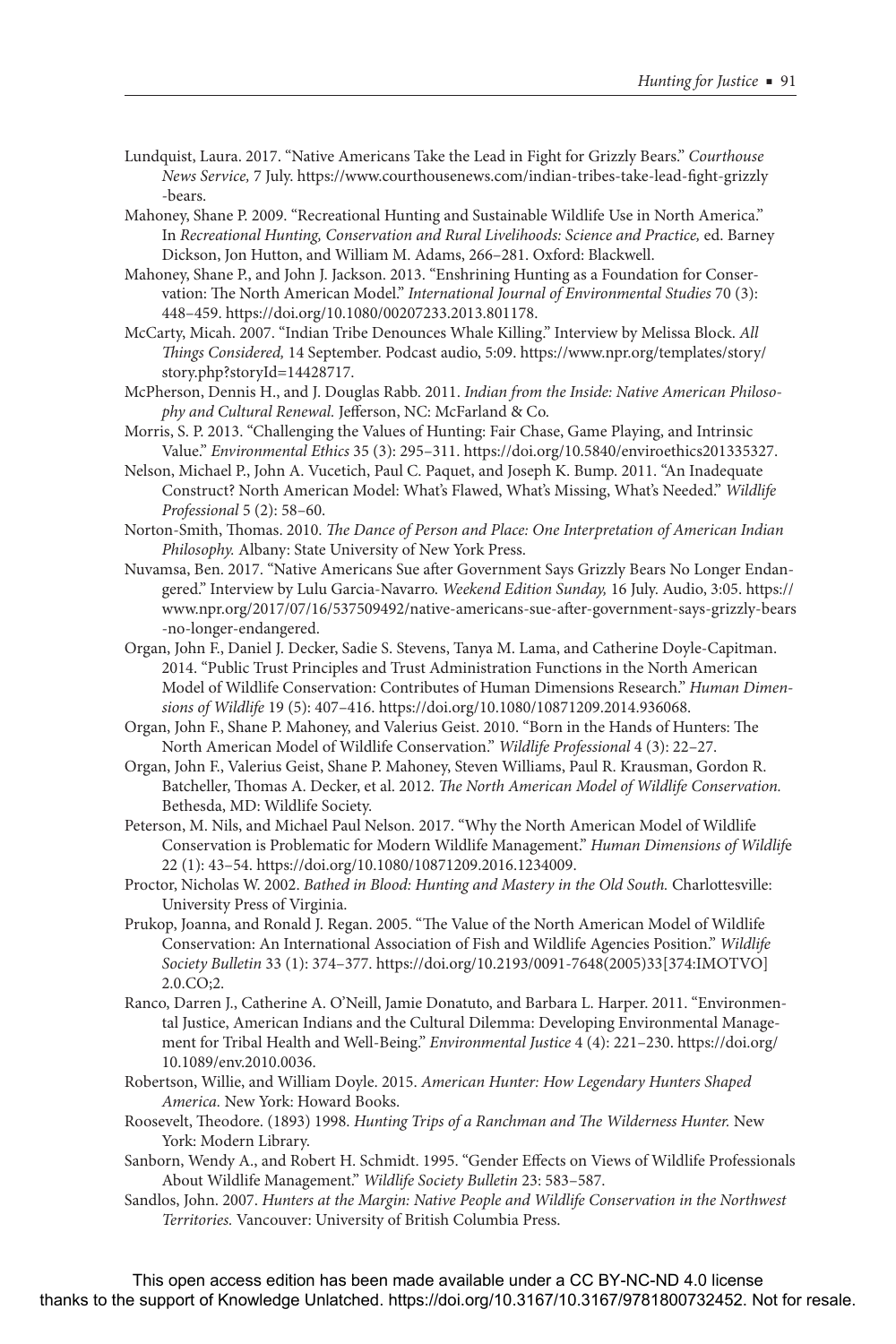Lundquist, Laura. 2017. "Native Americans Take the Lead in Fight for Grizzly Bears." *Courthouse News Service,* 7 July. https://www.courthousenews.com/indian-tribes-take-lead-fight-grizzly-bears.

Mahoney, Shane P. 2009. "Recreational Hunting and Sustainable Wildlife Use in North America." In *Recreational Hunting, Conservation and Rural Livelihoods: Science and Practice,* ed. Barney Dickson, Jon Hutton, and William M. Adams, 266–281. Oxford: Blackwell.

Mahoney, Shane P., and John J. Jackson. 2013. "Enshrining Hunting as a Foundation for Conservation: The North American Model." *International Journal of Environmental Studies* 70 (3): 448–459. https://doi.org/10.1080/00207233.2013.801178.

McCarty, Micah. 2007. "Indian Tribe Denounces Whale Killing." Interview by Melissa Block. *All Things Considered,* 14 September. Podcast audio, 5:09. https://www.npr.org/templates/story/story.php?storyId=14428717.

McPherson, Dennis H., and J. Douglas Rabb. 2011. *Indian from the Inside: Native American Philosophy and Cultural Renewal.* Jefferson, NC: McFarland & Co.

Morris, S. P. 2013. "Challenging the Values of Hunting: Fair Chase, Game Playing, and Intrinsic Value." *Environmental Ethics* 35 (3): 295–311. https://doi.org/10.5840/enviroethics201335327.

Nelson, Michael P., John A. Vucetich, Paul C. Paquet, and Joseph K. Bump. 2011. "An Inadequate Construct? North American Model: What's Flawed, What's Missing, What's Needed." *Wildlife Professional* 5 (2): 58–60.

Norton-Smith, Thomas. 2010. *The Dance of Person and Place: One Interpretation of American Indian Philosophy.* Albany: State University of New York Press.

Nuvamsa, Ben. 2017. "Native Americans Sue after Government Says Grizzly Bears No Longer Endangered." Interview by Lulu Garcia-Navarro. *Weekend Edition Sunday,* 16 July. Audio, 3:05. https://www.npr.org/2017/07/16/537509492/native-americans-sue-after-government-says-grizzly-bears-no-longer-endangered.

Organ, John F., Daniel J. Decker, Sadie S. Stevens, Tanya M. Lama, and Catherine Doyle-Capitman. 2014. "Public Trust Principles and Trust Administration Functions in the North American Model of Wildlife Conservation: Contributes of Human Dimensions Research." *Human Dimensions of Wildlife* 19 (5): 407–416. https://doi.org/10.1080/10871209.2014.936068.

Organ, John F., Shane P. Mahoney, and Valerius Geist. 2010. "Born in the Hands of Hunters: The North American Model of Wildlife Conservation." *Wildlife Professional* 4 (3): 22–27.

Organ, John F., Valerius Geist, Shane P. Mahoney, Steven Williams, Paul R. Krausman, Gordon R. Batcheller, Thomas A. Decker, et al. 2012. *The North American Model of Wildlife Conservation.* Bethesda, MD: Wildlife Society.

Peterson, M. Nils, and Michael Paul Nelson. 2017. "Why the North American Model of Wildlife Conservation is Problematic for Modern Wildlife Management." *Human Dimensions of Wildlife* 22 (1): 43–54. https://doi.org/10.1080/10871209.2016.1234009.

Proctor, Nicholas W. 2002. *Bathed in Blood: Hunting and Mastery in the Old South.* Charlottesville: University Press of Virginia.

Prukop, Joanna, and Ronald J. Regan. 2005. "The Value of the North American Model of Wildlife Conservation: An International Association of Fish and Wildlife Agencies Position." *Wildlife Society Bulletin* 33 (1): 374–377. https://doi.org/10.2193/0091-7648(2005)33[374:IMOTVO]2.0.CO;2.

Ranco, Darren J., Catherine A. O'Neill, Jamie Donatuto, and Barbara L. Harper. 2011. "Environmental Justice, American Indians and the Cultural Dilemma: Developing Environmental Management for Tribal Health and Well-Being." *Environmental Justice* 4 (4): 221–230. https://doi.org/10.1089/env.2010.0036.

Robertson, Willie, and William Doyle. 2015. *American Hunter: How Legendary Hunters Shaped America.* New York: Howard Books.

Roosevelt, Theodore. (1893) 1998. *Hunting Trips of a Ranchman and The Wilderness Hunter.* New York: Modern Library.

Sanborn, Wendy A., and Robert H. Schmidt. 1995. "Gender Effects on Views of Wildlife Professionals About Wildlife Management." *Wildlife Society Bulletin* 23: 583–587.

Sandlos, John. 2007. *Hunters at the Margin: Native People and Wildlife Conservation in the Northwest Territories.* Vancouver: University of British Columbia Press.

This open access edition has been made available under a CC BY-NC-ND 4.0 license thanks to the support of Knowledge Unlatched. https://doi.org/10.3167/10.3167/9781800732452. Not for resale.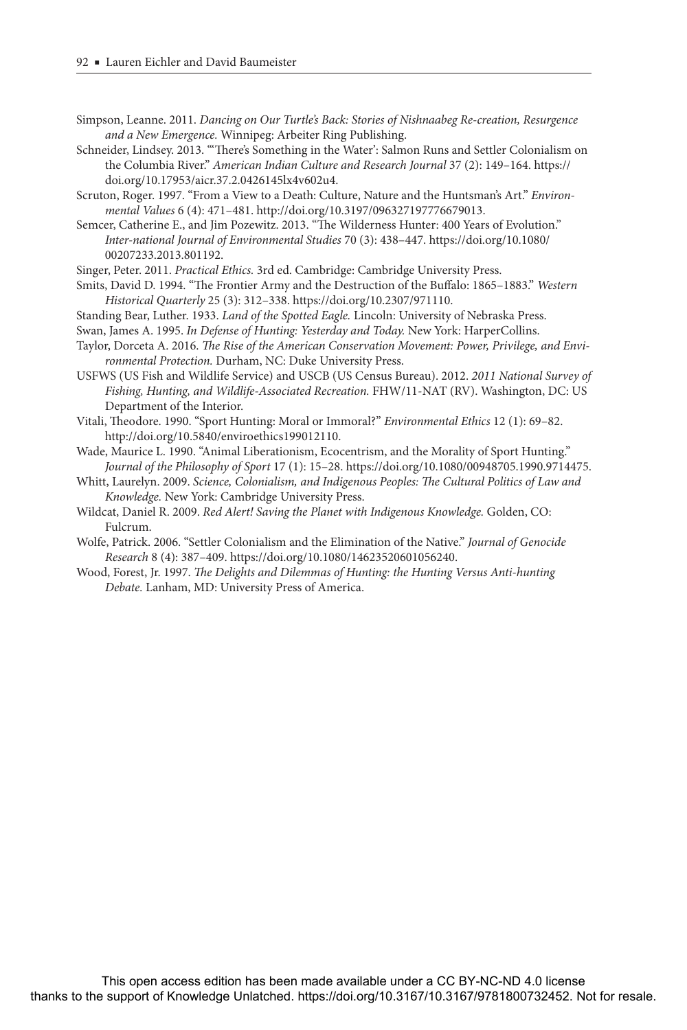Simpson, Leanne. 2011. *Dancing on Our Turtle's Back: Stories of Nishnaabeg Re-creation, Resurgence and a New Emergence.* Winnipeg: Arbeiter Ring Publishing.

Schneider, Lindsey. 2013. "'There's Something in the Water': Salmon Runs and Settler Colonialism on the Columbia River." *American Indian Culture and Research Journal* 37 (2): 149–164. https://doi.org/10.17953/aicr.37.2.0426145lx4v602u4.

Scruton, Roger. 1997. "From a View to a Death: Culture, Nature and the Huntsman's Art." *Environmental Values* 6 (4): 471–481. http://doi.org/10.3197/096327197776679013.

Semcer, Catherine E., and Jim Pozewitz. 2013. "The Wilderness Hunter: 400 Years of Evolution." *Inter-national Journal of Environmental Studies* 70 (3): 438–447. https://doi.org/10.1080/00207233.2013.801192.

Singer, Peter. 2011. *Practical Ethics.* 3rd ed. Cambridge: Cambridge University Press.

Smits, David D. 1994. "The Frontier Army and the Destruction of the Buffalo: 1865–1883." *Western Historical Quarterly* 25 (3): 312–338. https://doi.org/10.2307/971110.

Standing Bear, Luther. 1933. *Land of the Spotted Eagle.* Lincoln: University of Nebraska Press.

Swan, James A. 1995. *In Defense of Hunting: Yesterday and Today.* New York: HarperCollins.

Taylor, Dorceta A. 2016. *The Rise of the American Conservation Movement: Power, Privilege, and Environmental Protection.* Durham, NC: Duke University Press.

USFWS (US Fish and Wildlife Service) and USCB (US Census Bureau). 2012. *2011 National Survey of Fishing, Hunting, and Wildlife-Associated Recreation.* FHW/11-NAT (RV). Washington, DC: US Department of the Interior.

Vitali, Theodore. 1990. "Sport Hunting: Moral or Immoral?" *Environmental Ethics* 12 (1): 69–82. http://doi.org/10.5840/enviroethics199012110.

Wade, Maurice L. 1990. "Animal Liberationism, Ecocentrism, and the Morality of Sport Hunting." *Journal of the Philosophy of Sport* 17 (1): 15–28. https://doi.org/10.1080/00948705.1990.9714475.

Whitt, Laurelyn. 2009. *Science, Colonialism, and Indigenous Peoples: The Cultural Politics of Law and Knowledge.* New York: Cambridge University Press.

Wildcat, Daniel R. 2009. *Red Alert! Saving the Planet with Indigenous Knowledge.* Golden, CO: Fulcrum.

Wolfe, Patrick. 2006. "Settler Colonialism and the Elimination of the Native." *Journal of Genocide Research* 8 (4): 387–409. https://doi.org/10.1080/14623520601056240.

Wood, Forest, Jr. 1997. *The Delights and Dilemmas of Hunting: the Hunting Versus Anti-hunting Debate.* Lanham, MD: University Press of America.

This open access edition has been made available under a CC BY-NC-ND 4.0 license thanks to the support of Knowledge Unlatched. https://doi.org/10.3167/10.3167/9781800732452. Not for resale.